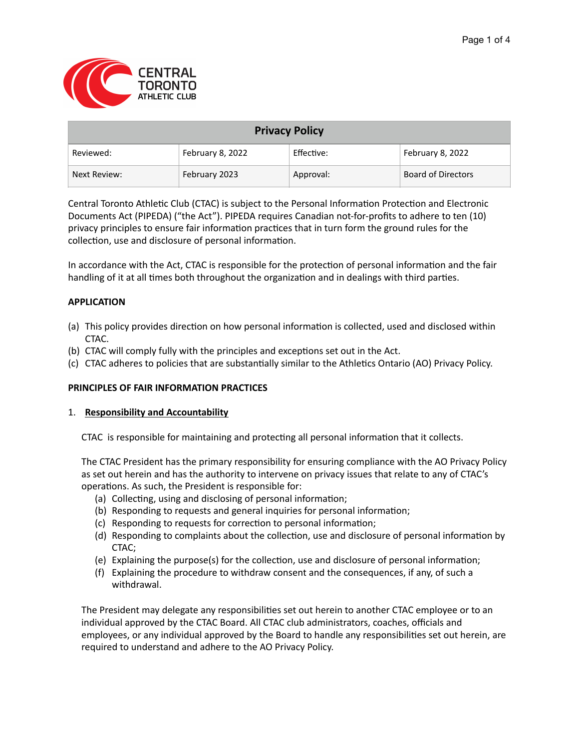CENTRAL TORONTO ATHLETIC CLUB

| Privacy Policy | | | |
|---|---|---|---|
| Reviewed: | February 8, 2022 | Effective: | February 8, 2022 |
| Next Review: | February 2023 | Approval: | Board of Directors |

Central Toronto Athletic Club (CTAC) is subject to the Personal Information Protection and Electronic Documents Act (PIPEDA) ("the Act"). PIPEDA requires Canadian not-for-profits to adhere to ten (10) privacy principles to ensure fair information practices that in turn form the ground rules for the collection, use and disclosure of personal information.

In accordance with the Act, CTAC is responsible for the protection of personal information and the fair handling of it at all times both throughout the organization and in dealings with third parties.

## APPLICATION

(a) This policy provides direction on how personal information is collected, used and disclosed within CTAC.
(b) CTAC will comply fully with the principles and exceptions set out in the Act.
(c) CTAC adheres to policies that are substantially similar to the Athletics Ontario (AO) Privacy Policy.

## PRINCIPLES OF FAIR INFORMATION PRACTICES

### 1. Responsibility and Accountability

CTAC is responsible for maintaining and protecting all personal information that it collects.

The CTAC President has the primary responsibility for ensuring compliance with the AO Privacy Policy as set out herein and has the authority to intervene on privacy issues that relate to any of CTAC's operations. As such, the President is responsible for:

(a) Collecting, using and disclosing of personal information;
(b) Responding to requests and general inquiries for personal information;
(c) Responding to requests for correction to personal information;
(d) Responding to complaints about the collection, use and disclosure of personal information by CTAC;
(e) Explaining the purpose(s) for the collection, use and disclosure of personal information;
(f) Explaining the procedure to withdraw consent and the consequences, if any, of such a withdrawal.

The President may delegate any responsibilities set out herein to another CTAC employee or to an individual approved by the CTAC Board. All CTAC club administrators, coaches, officials and employees, or any individual approved by the Board to handle any responsibilities set out herein, are required to understand and adhere to the AO Privacy Policy.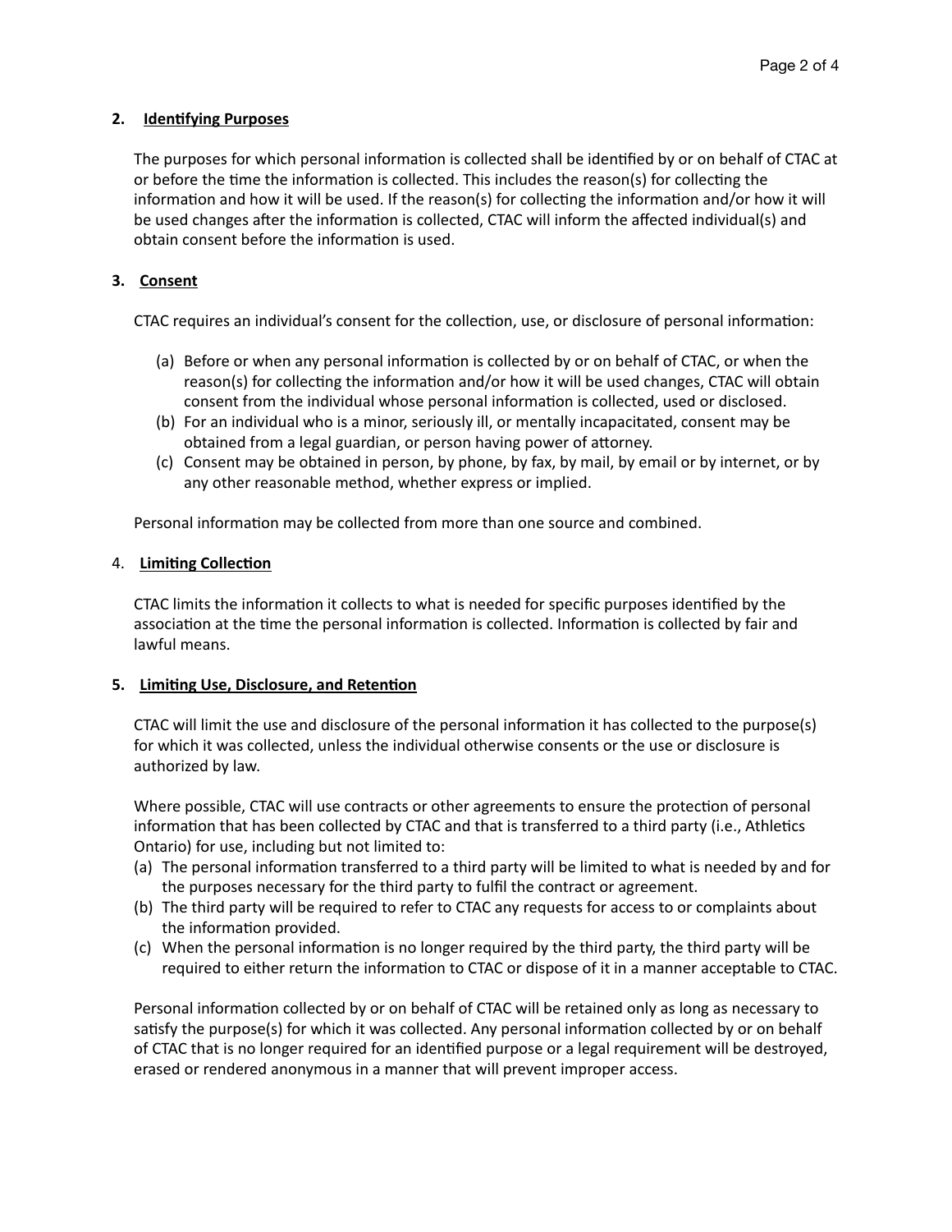## 2. Identifying Purposes

The purposes for which personal information is collected shall be identified by or on behalf of CTAC at or before the time the information is collected. This includes the reason(s) for collecting the information and how it will be used. If the reason(s) for collecting the information and/or how it will be used changes after the information is collected, CTAC will inform the affected individual(s) and obtain consent before the information is used.

## 3. Consent

CTAC requires an individual's consent for the collection, use, or disclosure of personal information:

(a) Before or when any personal information is collected by or on behalf of CTAC, or when the reason(s) for collecting the information and/or how it will be used changes, CTAC will obtain consent from the individual whose personal information is collected, used or disclosed.
(b) For an individual who is a minor, seriously ill, or mentally incapacitated, consent may be obtained from a legal guardian, or person having power of attorney.
(c) Consent may be obtained in person, by phone, by fax, by mail, by email or by internet, or by any other reasonable method, whether express or implied.

Personal information may be collected from more than one source and combined.

## 4. Limiting Collection

CTAC limits the information it collects to what is needed for specific purposes identified by the association at the time the personal information is collected. Information is collected by fair and lawful means.

## 5. Limiting Use, Disclosure, and Retention

CTAC will limit the use and disclosure of the personal information it has collected to the purpose(s) for which it was collected, unless the individual otherwise consents or the use or disclosure is authorized by law.

Where possible, CTAC will use contracts or other agreements to ensure the protection of personal information that has been collected by CTAC and that is transferred to a third party (i.e., Athletics Ontario) for use, including but not limited to:

(a) The personal information transferred to a third party will be limited to what is needed by and for the purposes necessary for the third party to fulfil the contract or agreement.
(b) The third party will be required to refer to CTAC any requests for access to or complaints about the information provided.
(c) When the personal information is no longer required by the third party, the third party will be required to either return the information to CTAC or dispose of it in a manner acceptable to CTAC.

Personal information collected by or on behalf of CTAC will be retained only as long as necessary to satisfy the purpose(s) for which it was collected. Any personal information collected by or on behalf of CTAC that is no longer required for an identified purpose or a legal requirement will be destroyed, erased or rendered anonymous in a manner that will prevent improper access.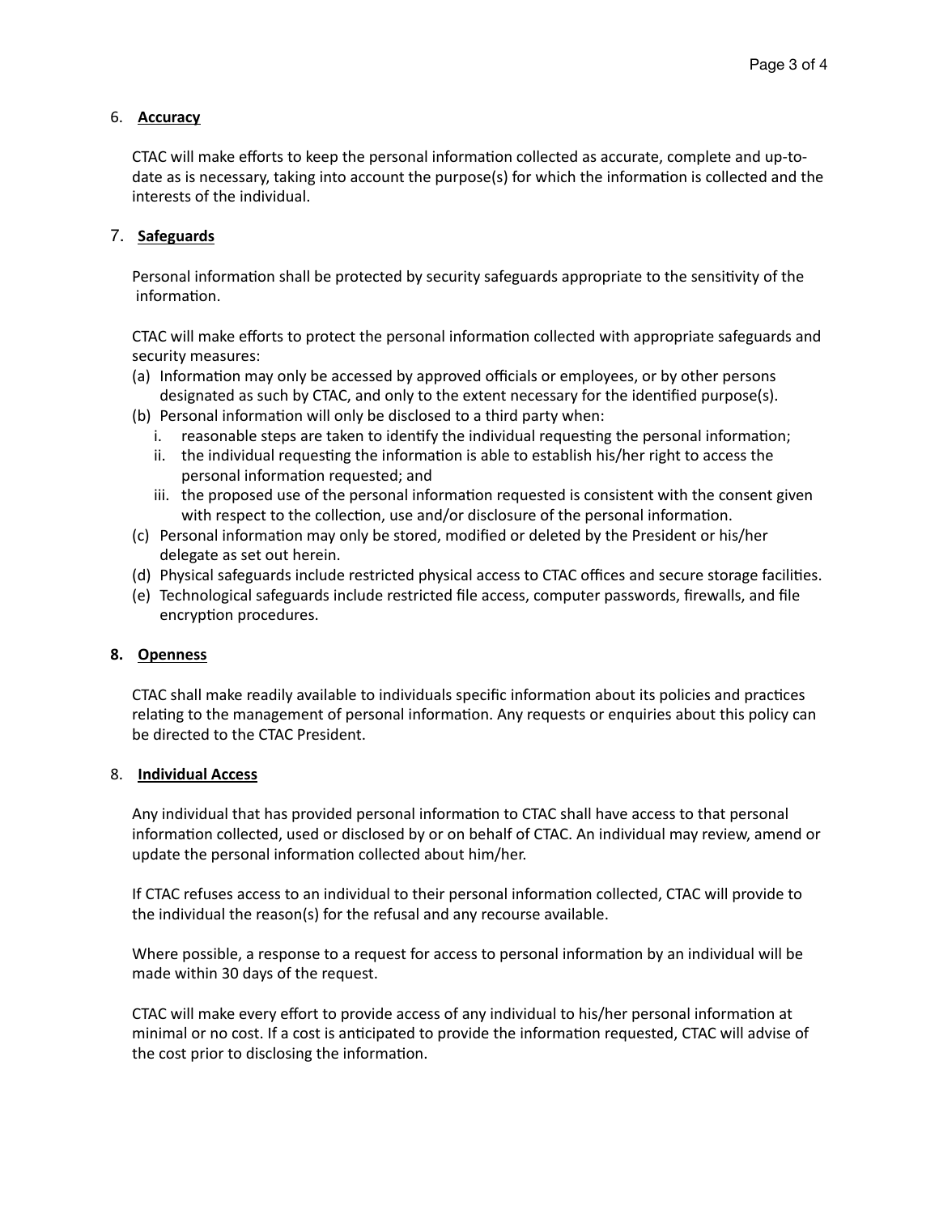## 6. **Accuracy**

CTAC will make efforts to keep the personal information collected as accurate, complete and up-to-date as is necessary, taking into account the purpose(s) for which the information is collected and the interests of the individual.

## 7. **Safeguards**

Personal information shall be protected by security safeguards appropriate to the sensitivity of the information.

CTAC will make efforts to protect the personal information collected with appropriate safeguards and security measures:

(a) Information may only be accessed by approved officials or employees, or by other persons designated as such by CTAC, and only to the extent necessary for the identified purpose(s).

(b) Personal information will only be disclosed to a third party when:

  i. reasonable steps are taken to identify the individual requesting the personal information;

  ii. the individual requesting the information is able to establish his/her right to access the personal information requested; and

  iii. the proposed use of the personal information requested is consistent with the consent given with respect to the collection, use and/or disclosure of the personal information.

(c) Personal information may only be stored, modified or deleted by the President or his/her delegate as set out herein.

(d) Physical safeguards include restricted physical access to CTAC offices and secure storage facilities.

(e) Technological safeguards include restricted file access, computer passwords, firewalls, and file encryption procedures.

## 8. **Openness**

CTAC shall make readily available to individuals specific information about its policies and practices relating to the management of personal information. Any requests or enquiries about this policy can be directed to the CTAC President.

## 8. **Individual Access**

Any individual that has provided personal information to CTAC shall have access to that personal information collected, used or disclosed by or on behalf of CTAC. An individual may review, amend or update the personal information collected about him/her.

If CTAC refuses access to an individual to their personal information collected, CTAC will provide to the individual the reason(s) for the refusal and any recourse available.

Where possible, a response to a request for access to personal information by an individual will be made within 30 days of the request.

CTAC will make every effort to provide access of any individual to his/her personal information at minimal or no cost. If a cost is anticipated to provide the information requested, CTAC will advise of the cost prior to disclosing the information.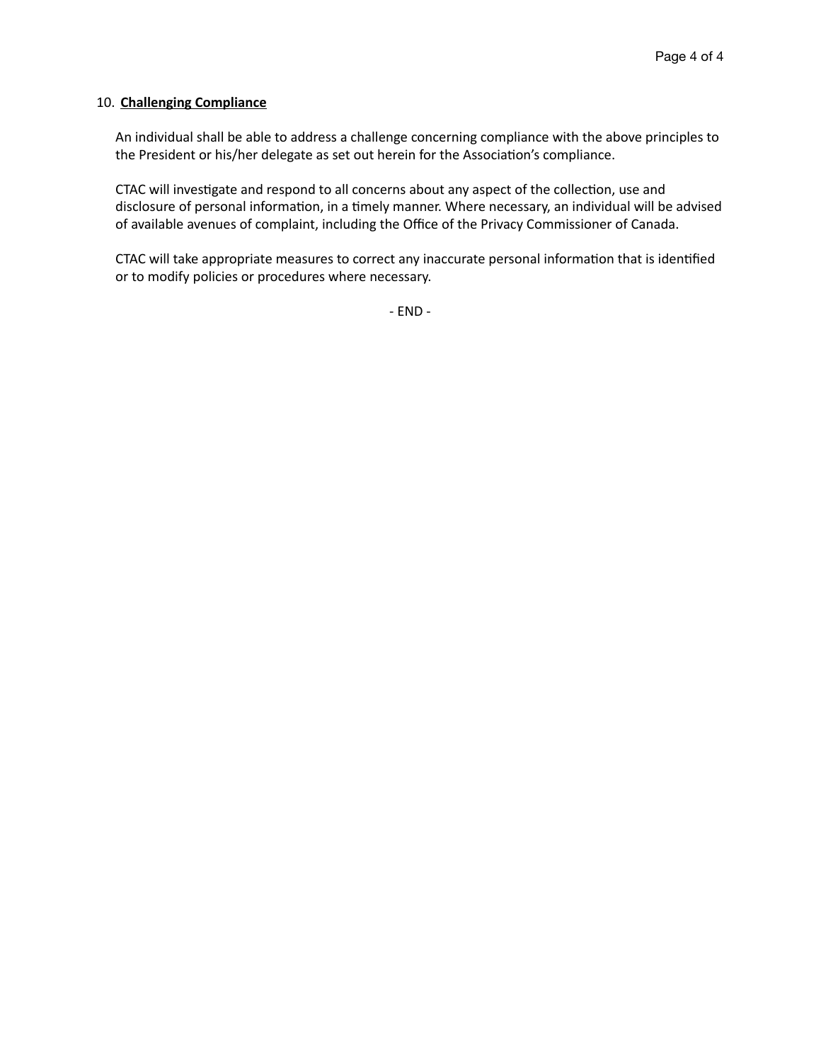10. **Challenging Compliance**

An individual shall be able to address a challenge concerning compliance with the above principles to the President or his/her delegate as set out herein for the Association's compliance.

CTAC will investigate and respond to all concerns about any aspect of the collection, use and disclosure of personal information, in a timely manner. Where necessary, an individual will be advised of available avenues of complaint, including the Office of the Privacy Commissioner of Canada.

CTAC will take appropriate measures to correct any inaccurate personal information that is identified or to modify policies or procedures where necessary.

- END -